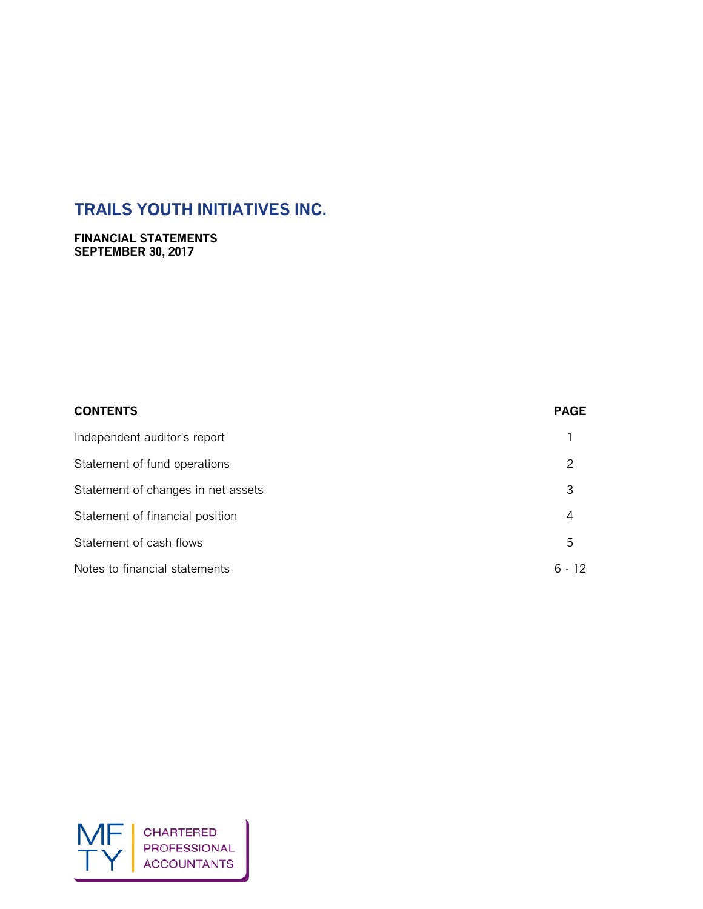# TRAILS YOUTH INITIATIVES INC.

**FINANCIAL STATEMENTS**
**SEPTEMBER 30, 2017**

| CONTENTS | PAGE |
|---|---|
| Independent auditor's report | 1 |
| Statement of fund operations | 2 |
| Statement of changes in net assets | 3 |
| Statement of financial position | 4 |
| Statement of cash flows | 5 |
| Notes to financial statements | 6 - 12 |

MF TY | CHARTERED PROFESSIONAL ACCOUNTANTS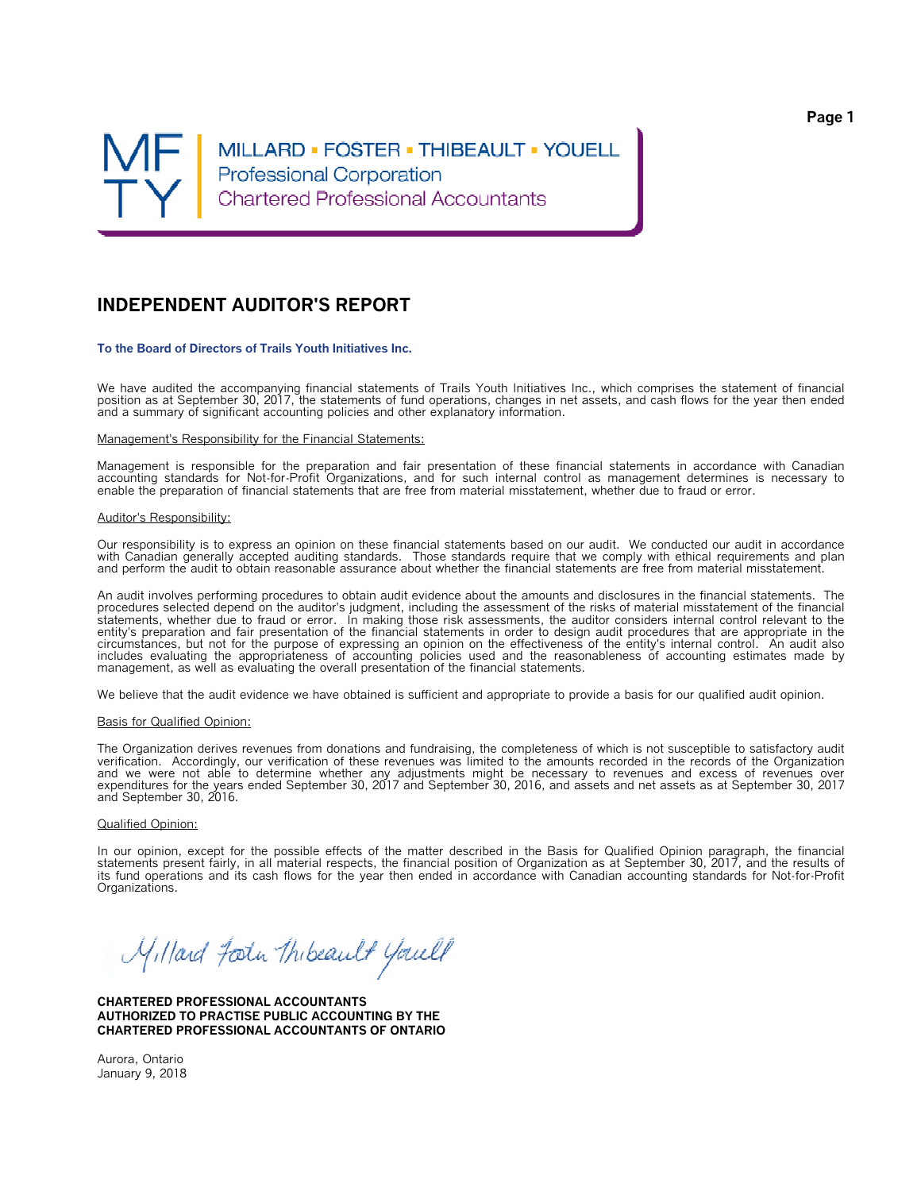MILLARD ▪ FOSTER ▪ THIBEAULT ▪ YOUELL
Professional Corporation
Chartered Professional Accountants

# INDEPENDENT AUDITOR'S REPORT

**To the Board of Directors of Trails Youth Initiatives Inc.**

We have audited the accompanying financial statements of Trails Youth Initiatives Inc., which comprises the statement of financial position as at September 30, 2017, the statements of fund operations, changes in net assets, and cash flows for the year then ended and a summary of significant accounting policies and other explanatory information.

Management's Responsibility for the Financial Statements:

Management is responsible for the preparation and fair presentation of these financial statements in accordance with Canadian accounting standards for Not-for-Profit Organizations, and for such internal control as management determines is necessary to enable the preparation of financial statements that are free from material misstatement, whether due to fraud or error.

Auditor's Responsibility:

Our responsibility is to express an opinion on these financial statements based on our audit. We conducted our audit in accordance with Canadian generally accepted auditing standards. Those standards require that we comply with ethical requirements and plan and perform the audit to obtain reasonable assurance about whether the financial statements are free from material misstatement.

An audit involves performing procedures to obtain audit evidence about the amounts and disclosures in the financial statements. The procedures selected depend on the auditor's judgment, including the assessment of the risks of material misstatement of the financial statements, whether due to fraud or error. In making those risk assessments, the auditor considers internal control relevant to the entity's preparation and fair presentation of the financial statements in order to design audit procedures that are appropriate in the circumstances, but not for the purpose of expressing an opinion on the effectiveness of the entity's internal control. An audit also includes evaluating the appropriateness of accounting policies used and the reasonableness of accounting estimates made by management, as well as evaluating the overall presentation of the financial statements.

We believe that the audit evidence we have obtained is sufficient and appropriate to provide a basis for our qualified audit opinion.

Basis for Qualified Opinion:

The Organization derives revenues from donations and fundraising, the completeness of which is not susceptible to satisfactory audit verification. Accordingly, our verification of these revenues was limited to the amounts recorded in the records of the Organization and we were not able to determine whether any adjustments might be necessary to revenues and excess of revenues over expenditures for the years ended September 30, 2017 and September 30, 2016, and assets and net assets as at September 30, 2017 and September 30, 2016.

Qualified Opinion:

In our opinion, except for the possible effects of the matter described in the Basis for Qualified Opinion paragraph, the financial statements present fairly, in all material respects, the financial position of Organization as at September 30, 2017, and the results of its fund operations and its cash flows for the year then ended in accordance with Canadian accounting standards for Not-for-Profit Organizations.

Millard Foster Thibeault Youell

**CHARTERED PROFESSIONAL ACCOUNTANTS**
**AUTHORIZED TO PRACTISE PUBLIC ACCOUNTING BY THE**
**CHARTERED PROFESSIONAL ACCOUNTANTS OF ONTARIO**

Aurora, Ontario
January 9, 2018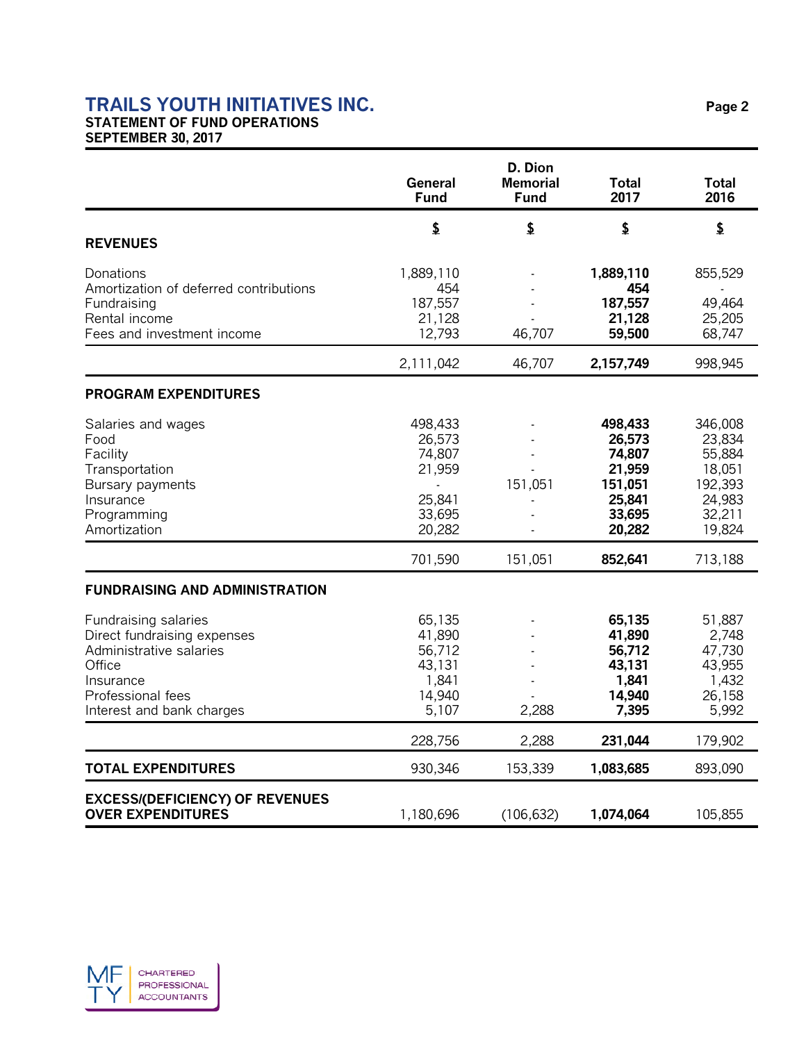# TRAILS YOUTH INITIATIVES INC.

**STATEMENT OF FUND OPERATIONS**
**SEPTEMBER 30, 2017**

| | General Fund | D. Dion Memorial Fund | Total 2017 | Total 2016 |
|---|---|---|---|---|
| | $ | $ | $ | $ |
| **REVENUES** | | | | |
| Donations | 1,889,110 | - | **1,889,110** | 855,529 |
| Amortization of deferred contributions | 454 | - | **454** | - |
| Fundraising | 187,557 | - | **187,557** | 49,464 |
| Rental income | 21,128 | - | **21,128** | 25,205 |
| Fees and investment income | 12,793 | 46,707 | **59,500** | 68,747 |
| | 2,111,042 | 46,707 | **2,157,749** | 998,945 |
| **PROGRAM EXPENDITURES** | | | | |
| Salaries and wages | 498,433 | - | **498,433** | 346,008 |
| Food | 26,573 | - | **26,573** | 23,834 |
| Facility | 74,807 | - | **74,807** | 55,884 |
| Transportation | 21,959 | - | **21,959** | 18,051 |
| Bursary payments | - | 151,051 | **151,051** | 192,393 |
| Insurance | 25,841 | - | **25,841** | 24,983 |
| Programming | 33,695 | - | **33,695** | 32,211 |
| Amortization | 20,282 | - | **20,282** | 19,824 |
| | 701,590 | 151,051 | **852,641** | 713,188 |
| **FUNDRAISING AND ADMINISTRATION** | | | | |
| Fundraising salaries | 65,135 | - | **65,135** | 51,887 |
| Direct fundraising expenses | 41,890 | - | **41,890** | 2,748 |
| Administrative salaries | 56,712 | - | **56,712** | 47,730 |
| Office | 43,131 | - | **43,131** | 43,955 |
| Insurance | 1,841 | - | **1,841** | 1,432 |
| Professional fees | 14,940 | - | **14,940** | 26,158 |
| Interest and bank charges | 5,107 | 2,288 | **7,395** | 5,992 |
| | 228,756 | 2,288 | **231,044** | 179,902 |
| **TOTAL EXPENDITURES** | 930,346 | 153,339 | **1,083,685** | 893,090 |
| **EXCESS/(DEFICIENCY) OF REVENUES OVER EXPENDITURES** | 1,180,696 | (106,632) | **1,074,064** | 105,855 |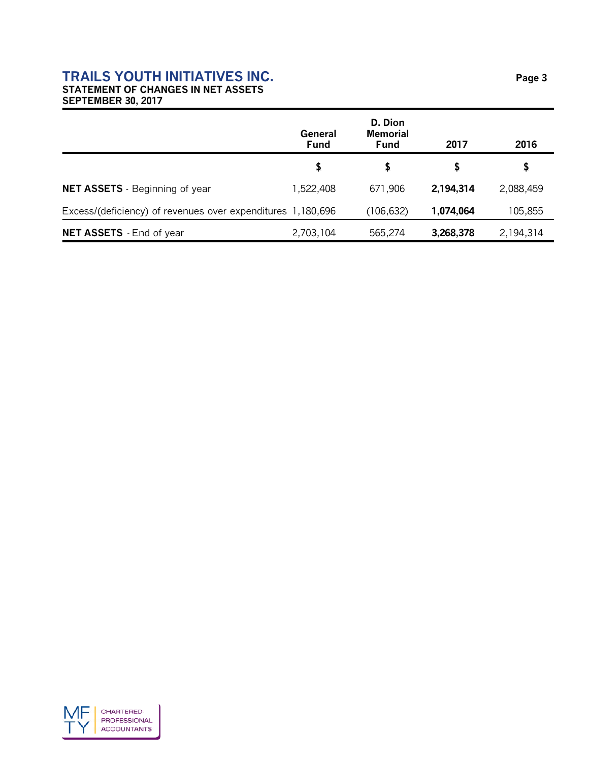# TRAILS YOUTH INITIATIVES INC.
## STATEMENT OF CHANGES IN NET ASSETS
## SEPTEMBER 30, 2017

| | General Fund | D. Dion Memorial Fund | 2017 | 2016 |
|---|---|---|---|---|
| | $ | $ | $ | $ |
| **NET ASSETS** - Beginning of year | 1,522,408 | 671,906 | **2,194,314** | 2,088,459 |
| Excess/(deficiency) of revenues over expenditures | 1,180,696 | (106,632) | **1,074,064** | 105,855 |
| **NET ASSETS** - End of year | 2,703,104 | 565,274 | **3,268,378** | 2,194,314 |

MF TY CHARTERED PROFESSIONAL ACCOUNTANTS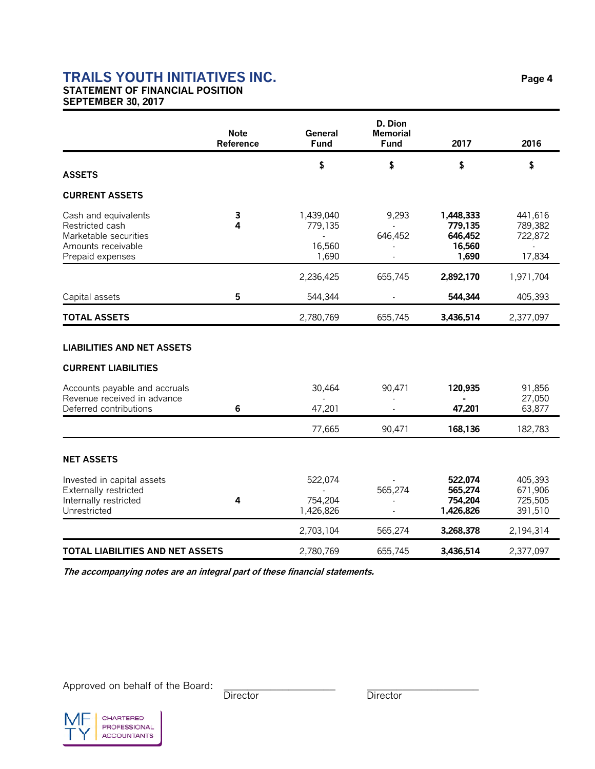# TRAILS YOUTH INITIATIVES INC.

**STATEMENT OF FINANCIAL POSITION**
**SEPTEMBER 30, 2017**

| | Note Reference | General Fund | D. Dion Memorial Fund | 2017 | 2016 |
|---|---|---|---|---|---|
| | | $ | $ | $ | $ |
| **ASSETS** | | | | | |
| **CURRENT ASSETS** | | | | | |
| Cash and equivalents | 3 | 1,439,040 | 9,293 | **1,448,333** | 441,616 |
| Restricted cash | 4 | 779,135 | - | **779,135** | 789,382 |
| Marketable securities | | - | 646,452 | **646,452** | 722,872 |
| Amounts receivable | | 16,560 | - | **16,560** | - |
| Prepaid expenses | | 1,690 | - | **1,690** | 17,834 |
| | | 2,236,425 | 655,745 | **2,892,170** | 1,971,704 |
| Capital assets | 5 | 544,344 | - | **544,344** | 405,393 |
| **TOTAL ASSETS** | | 2,780,769 | 655,745 | **3,436,514** | 2,377,097 |
| **LIABILITIES AND NET ASSETS** | | | | | |
| **CURRENT LIABILITIES** | | | | | |
| Accounts payable and accruals | | 30,464 | 90,471 | **120,935** | 91,856 |
| Revenue received in advance | | - | - | **-** | 27,050 |
| Deferred contributions | 6 | 47,201 | - | **47,201** | 63,877 |
| | | 77,665 | 90,471 | **168,136** | 182,783 |
| **NET ASSETS** | | | | | |
| Invested in capital assets | | 522,074 | - | **522,074** | 405,393 |
| Externally restricted | | - | 565,274 | **565,274** | 671,906 |
| Internally restricted | 4 | 754,204 | - | **754,204** | 725,505 |
| Unrestricted | | 1,426,826 | - | **1,426,826** | 391,510 |
| | | 2,703,104 | 565,274 | **3,268,378** | 2,194,314 |
| **TOTAL LIABILITIES AND NET ASSETS** | | 2,780,769 | 655,745 | **3,436,514** | 2,377,097 |

***The accompanying notes are an integral part of these financial statements.***

Approved on behalf of the Board: ____________________ Director ____________________ Director

MFTY CHARTERED PROFESSIONAL ACCOUNTANTS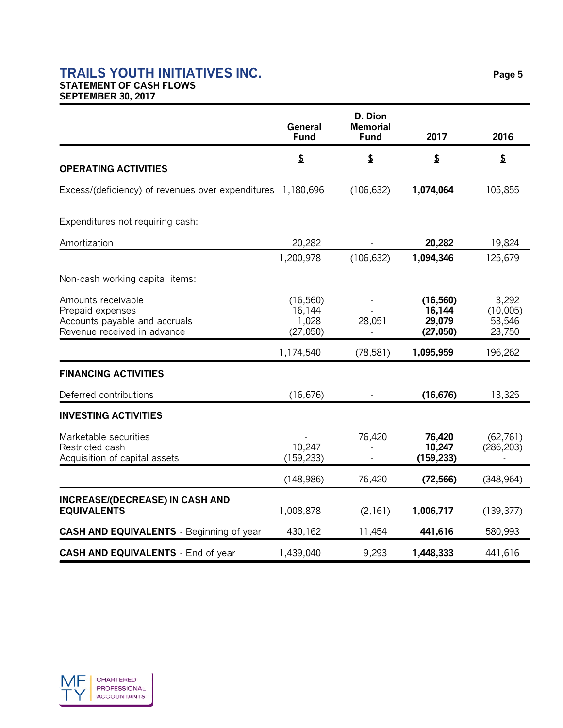# TRAILS YOUTH INITIATIVES INC.

**STATEMENT OF CASH FLOWS**
**SEPTEMBER 30, 2017**

| | General Fund | D. Dion Memorial Fund | 2017 | 2016 |
|---|---|---|---|---|
| | $ | $ | $ | $ |
| **OPERATING ACTIVITIES** | | | | |
| Excess/(deficiency) of revenues over expenditures | 1,180,696 | (106,632) | **1,074,064** | 105,855 |
| Expenditures not requiring cash: | | | | |
| Amortization | 20,282 | - | **20,282** | 19,824 |
| | 1,200,978 | (106,632) | **1,094,346** | 125,679 |
| Non-cash working capital items: | | | | |
| Amounts receivable | (16,560) | - | **(16,560)** | 3,292 |
| Prepaid expenses | 16,144 | - | **16,144** | (10,005) |
| Accounts payable and accruals | 1,028 | 28,051 | **29,079** | 53,546 |
| Revenue received in advance | (27,050) | - | **(27,050)** | 23,750 |
| | 1,174,540 | (78,581) | **1,095,959** | 196,262 |
| **FINANCING ACTIVITIES** | | | | |
| Deferred contributions | (16,676) | - | **(16,676)** | 13,325 |
| **INVESTING ACTIVITIES** | | | | |
| Marketable securities | - | 76,420 | **76,420** | (62,761) |
| Restricted cash | 10,247 | - | **10,247** | (286,203) |
| Acquisition of capital assets | (159,233) | - | **(159,233)** | - |
| | (148,986) | 76,420 | **(72,566)** | (348,964) |
| **INCREASE/(DECREASE) IN CASH AND EQUIVALENTS** | 1,008,878 | (2,161) | **1,006,717** | (139,377) |
| **CASH AND EQUIVALENTS** - Beginning of year | 430,162 | 11,454 | **441,616** | 580,993 |
| **CASH AND EQUIVALENTS** - End of year | 1,439,040 | 9,293 | **1,448,333** | 441,616 |

MF TY CHARTERED PROFESSIONAL ACCOUNTANTS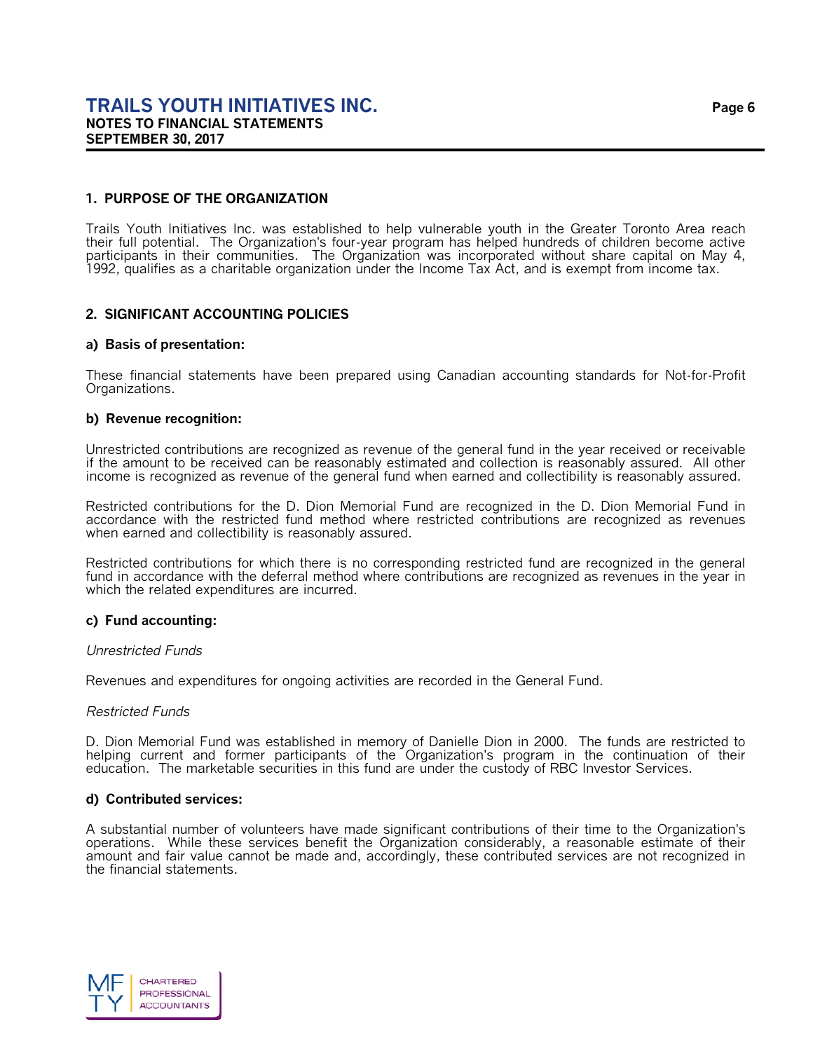## 1. PURPOSE OF THE ORGANIZATION

Trails Youth Initiatives Inc. was established to help vulnerable youth in the Greater Toronto Area reach their full potential. The Organization's four-year program has helped hundreds of children become active participants in their communities. The Organization was incorporated without share capital on May 4, 1992, qualifies as a charitable organization under the Income Tax Act, and is exempt from income tax.

## 2. SIGNIFICANT ACCOUNTING POLICIES

### a) Basis of presentation:

These financial statements have been prepared using Canadian accounting standards for Not-for-Profit Organizations.

### b) Revenue recognition:

Unrestricted contributions are recognized as revenue of the general fund in the year received or receivable if the amount to be received can be reasonably estimated and collection is reasonably assured. All other income is recognized as revenue of the general fund when earned and collectibility is reasonably assured.

Restricted contributions for the D. Dion Memorial Fund are recognized in the D. Dion Memorial Fund in accordance with the restricted fund method where restricted contributions are recognized as revenues when earned and collectibility is reasonably assured.

Restricted contributions for which there is no corresponding restricted fund are recognized in the general fund in accordance with the deferral method where contributions are recognized as revenues in the year in which the related expenditures are incurred.

### c) Fund accounting:

*Unrestricted Funds*

Revenues and expenditures for ongoing activities are recorded in the General Fund.

*Restricted Funds*

D. Dion Memorial Fund was established in memory of Danielle Dion in 2000. The funds are restricted to helping current and former participants of the Organization's program in the continuation of their education. The marketable securities in this fund are under the custody of RBC Investor Services.

### d) Contributed services:

A substantial number of volunteers have made significant contributions of their time to the Organization's operations. While these services benefit the Organization considerably, a reasonable estimate of their amount and fair value cannot be made and, accordingly, these contributed services are not recognized in the financial statements.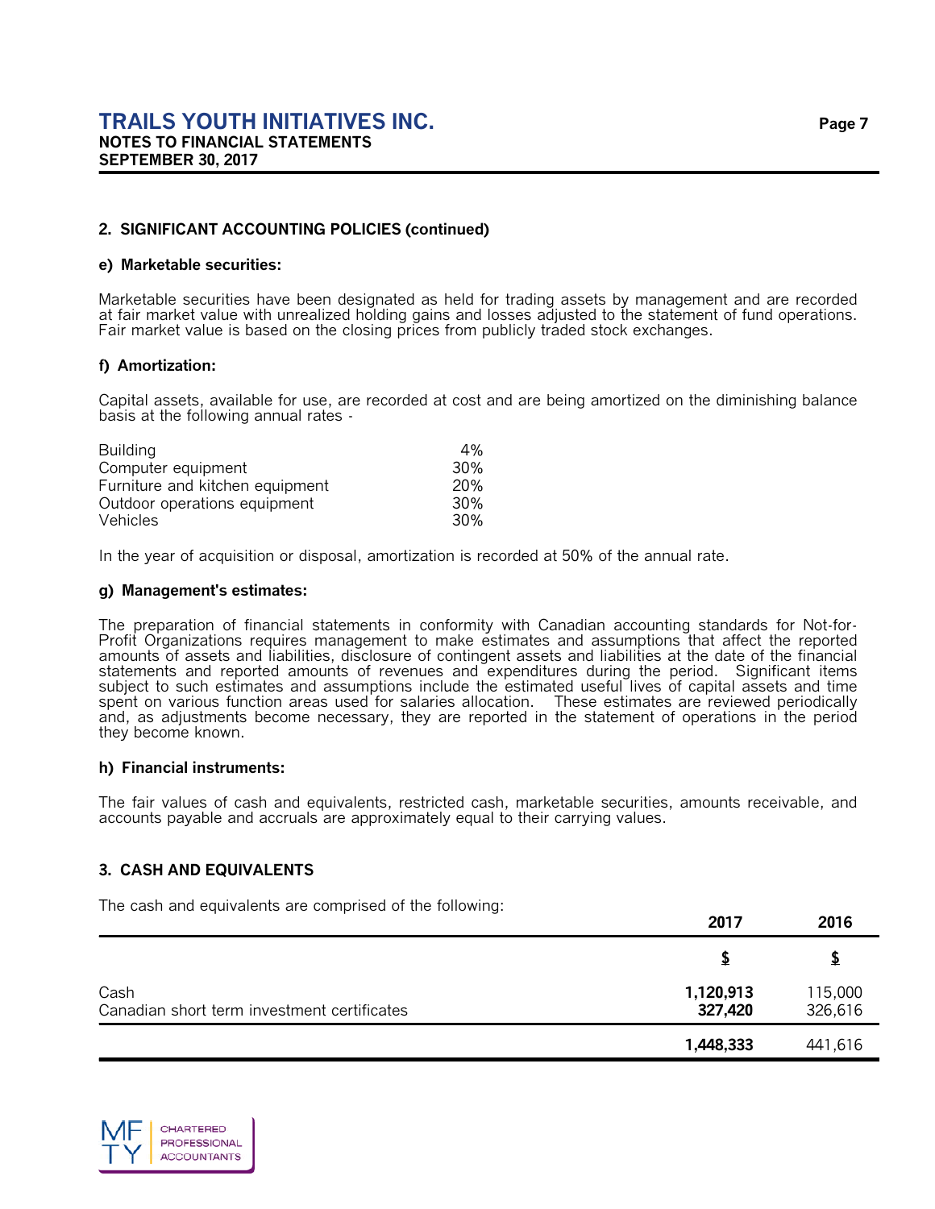## 2. SIGNIFICANT ACCOUNTING POLICIES (continued)

### e) Marketable securities:

Marketable securities have been designated as held for trading assets by management and are recorded at fair market value with unrealized holding gains and losses adjusted to the statement of fund operations. Fair market value is based on the closing prices from publicly traded stock exchanges.

### f) Amortization:

Capital assets, available for use, are recorded at cost and are being amortized on the diminishing balance basis at the following annual rates -

| | |
|---|---|
| Building | 4% |
| Computer equipment | 30% |
| Furniture and kitchen equipment | 20% |
| Outdoor operations equipment | 30% |
| Vehicles | 30% |

In the year of acquisition or disposal, amortization is recorded at 50% of the annual rate.

### g) Management's estimates:

The preparation of financial statements in conformity with Canadian accounting standards for Not-for-Profit Organizations requires management to make estimates and assumptions that affect the reported amounts of assets and liabilities, disclosure of contingent assets and liabilities at the date of the financial statements and reported amounts of revenues and expenditures during the period. Significant items subject to such estimates and assumptions include the estimated useful lives of capital assets and time spent on various function areas used for salaries allocation. These estimates are reviewed periodically and, as adjustments become necessary, they are reported in the statement of operations in the period they become known.

### h) Financial instruments:

The fair values of cash and equivalents, restricted cash, marketable securities, amounts receivable, and accounts payable and accruals are approximately equal to their carrying values.

## 3. CASH AND EQUIVALENTS

The cash and equivalents are comprised of the following:

| | 2017 | 2016 |
|---|---|---|
| | $ | $ |
| Cash | **1,120,913** | 115,000 |
| Canadian short term investment certificates | **327,420** | 326,616 |
| | **1,448,333** | 441,616 |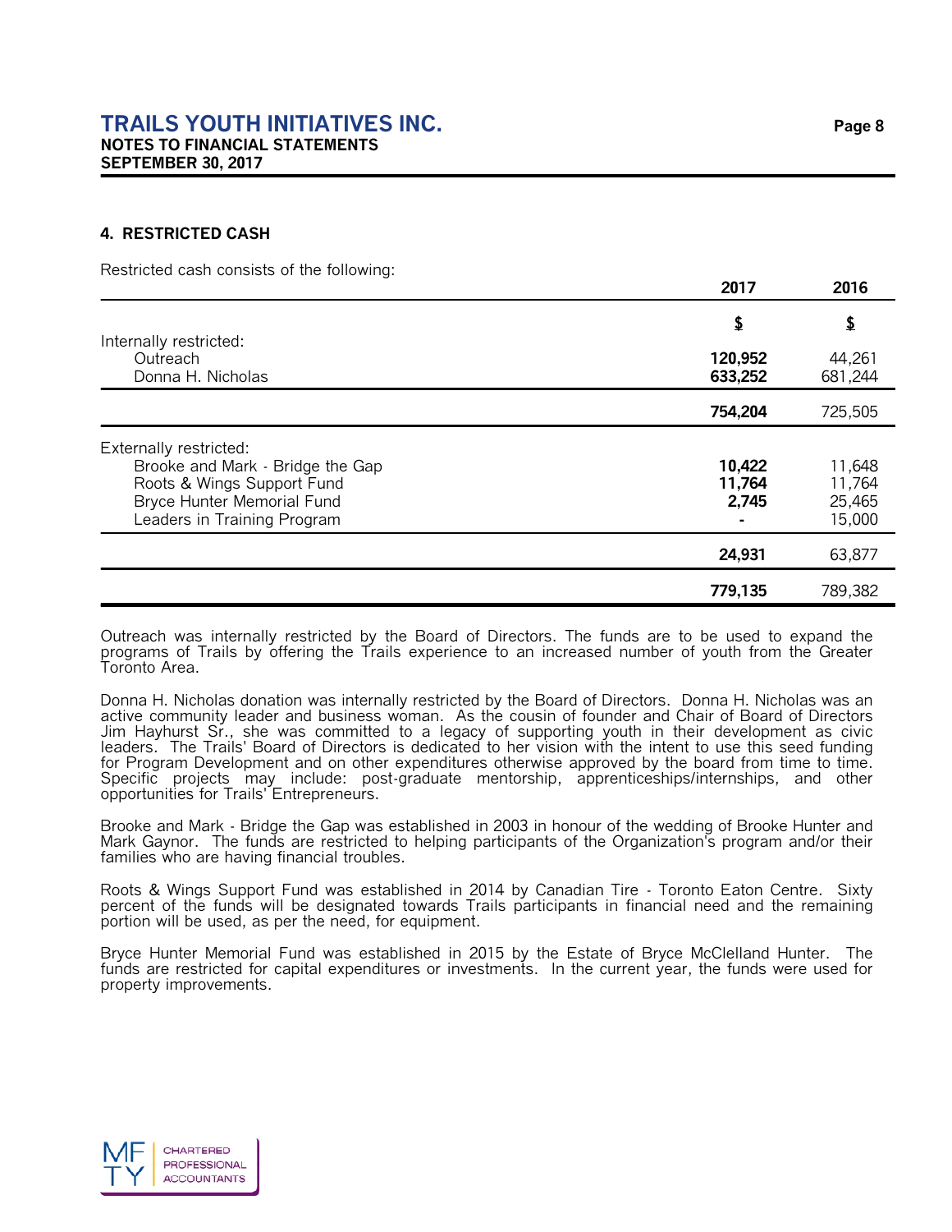## 4. RESTRICTED CASH

Restricted cash consists of the following:

| | 2017 | 2016 |
|---|---|---|
| | $ | $ |
| Internally restricted: | | |
| Outreach | **120,952** | 44,261 |
| Donna H. Nicholas | **633,252** | 681,244 |
| | **754,204** | 725,505 |
| Externally restricted: | | |
| Brooke and Mark - Bridge the Gap | **10,422** | 11,648 |
| Roots & Wings Support Fund | **11,764** | 11,764 |
| Bryce Hunter Memorial Fund | **2,745** | 25,465 |
| Leaders in Training Program | **-** | 15,000 |
| | **24,931** | 63,877 |
| | **779,135** | 789,382 |

Outreach was internally restricted by the Board of Directors. The funds are to be used to expand the programs of Trails by offering the Trails experience to an increased number of youth from the Greater Toronto Area.

Donna H. Nicholas donation was internally restricted by the Board of Directors. Donna H. Nicholas was an active community leader and business woman. As the cousin of founder and Chair of Board of Directors Jim Hayhurst Sr., she was committed to a legacy of supporting youth in their development as civic leaders. The Trails' Board of Directors is dedicated to her vision with the intent to use this seed funding for Program Development and on other expenditures otherwise approved by the board from time to time. Specific projects may include: post-graduate mentorship, apprenticeships/internships, and other opportunities for Trails' Entrepreneurs.

Brooke and Mark - Bridge the Gap was established in 2003 in honour of the wedding of Brooke Hunter and Mark Gaynor. The funds are restricted to helping participants of the Organization's program and/or their families who are having financial troubles.

Roots & Wings Support Fund was established in 2014 by Canadian Tire - Toronto Eaton Centre. Sixty percent of the funds will be designated towards Trails participants in financial need and the remaining portion will be used, as per the need, for equipment.

Bryce Hunter Memorial Fund was established in 2015 by the Estate of Bryce McClelland Hunter. The funds are restricted for capital expenditures or investments. In the current year, the funds were used for property improvements.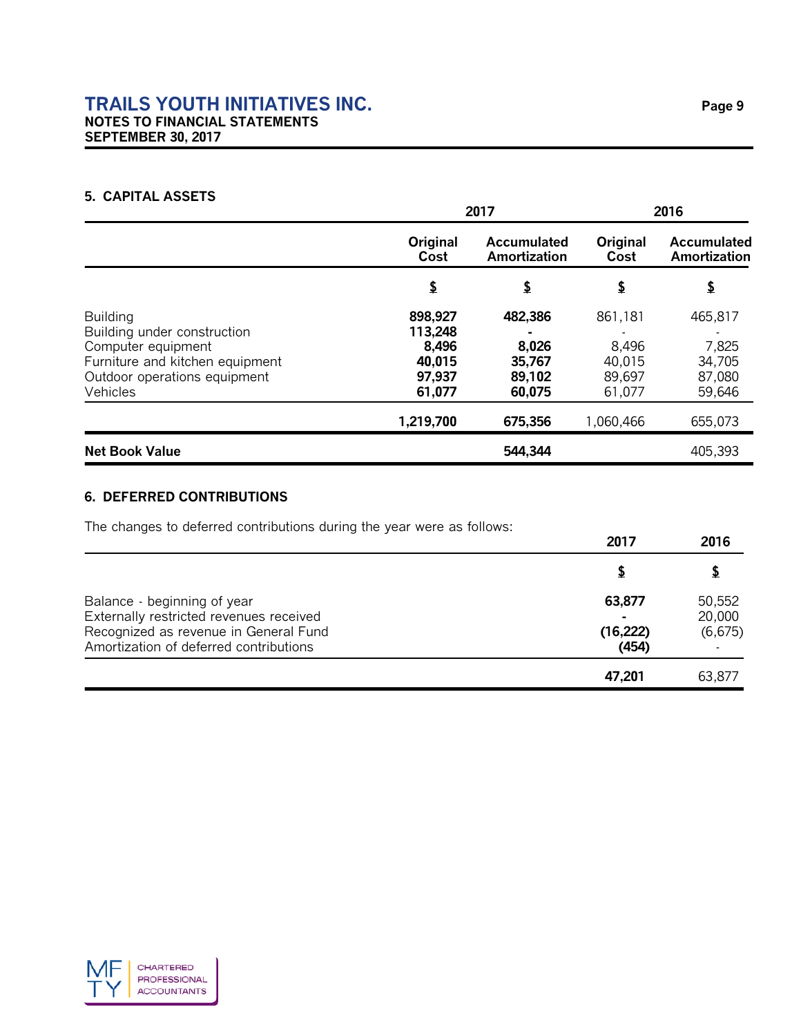## 5. CAPITAL ASSETS

| | 2017 | | 2016 | |
|---|---|---|---|---|
| | Original Cost | Accumulated Amortization | Original Cost | Accumulated Amortization |
| | $ | $ | $ | $ |
| Building | **898,927** | **482,386** | 861,181 | 465,817 |
| Building under construction | **113,248** | **-** | - | - |
| Computer equipment | **8,496** | **8,026** | 8,496 | 7,825 |
| Furniture and kitchen equipment | **40,015** | **35,767** | 40,015 | 34,705 |
| Outdoor operations equipment | **97,937** | **89,102** | 89,697 | 87,080 |
| Vehicles | **61,077** | **60,075** | 61,077 | 59,646 |
| | **1,219,700** | **675,356** | 1,060,466 | 655,073 |
| **Net Book Value** | | **544,344** | | 405,393 |

## 6. DEFERRED CONTRIBUTIONS

The changes to deferred contributions during the year were as follows:

| | 2017 | 2016 |
|---|---|---|
| | $ | $ |
| Balance - beginning of year | **63,877** | 50,552 |
| Externally restricted revenues received | **-** | 20,000 |
| Recognized as revenue in General Fund | **(16,222)** | (6,675) |
| Amortization of deferred contributions | **(454)** | - |
| | **47,201** | 63,877 |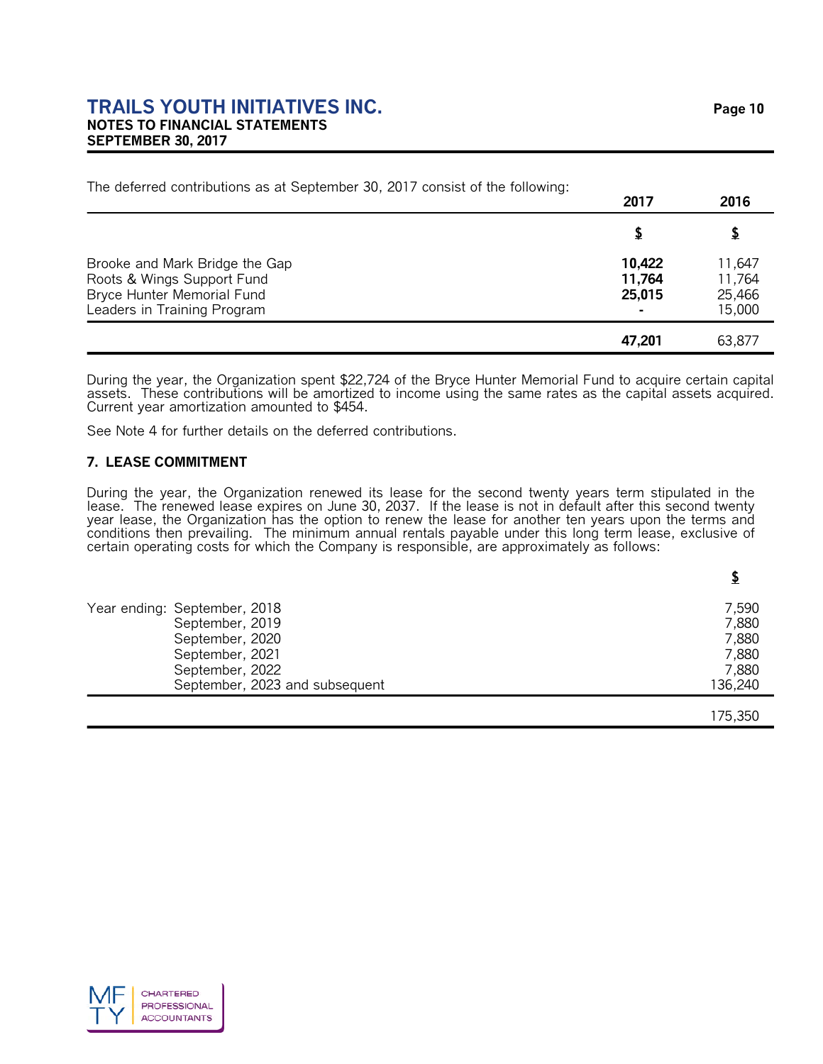The deferred contributions as at September 30, 2017 consist of the following:

| | 2017 | 2016 |
|---|---|---|
| | **$** | **$** |
| Brooke and Mark Bridge the Gap | **10,422** | 11,647 |
| Roots & Wings Support Fund | **11,764** | 11,764 |
| Bryce Hunter Memorial Fund | **25,015** | 25,466 |
| Leaders in Training Program | **-** | 15,000 |
| | **47,201** | 63,877 |

During the year, the Organization spent $22,724 of the Bryce Hunter Memorial Fund to acquire certain capital assets. These contributions will be amortized to income using the same rates as the capital assets acquired. Current year amortization amounted to $454.

See Note 4 for further details on the deferred contributions.

### 7. LEASE COMMITMENT

During the year, the Organization renewed its lease for the second twenty years term stipulated in the lease. The renewed lease expires on June 30, 2037. If the lease is not in default after this second twenty year lease, the Organization has the option to renew the lease for another ten years upon the terms and conditions then prevailing. The minimum annual rentals payable under this long term lease, exclusive of certain operating costs for which the Company is responsible, are approximately as follows:

| | | $ |
|---|---|---|
| Year ending: | September, 2018 | 7,590 |
| | September, 2019 | 7,880 |
| | September, 2020 | 7,880 |
| | September, 2021 | 7,880 |
| | September, 2022 | 7,880 |
| | September, 2023 and subsequent | 136,240 |
| | | 175,350 |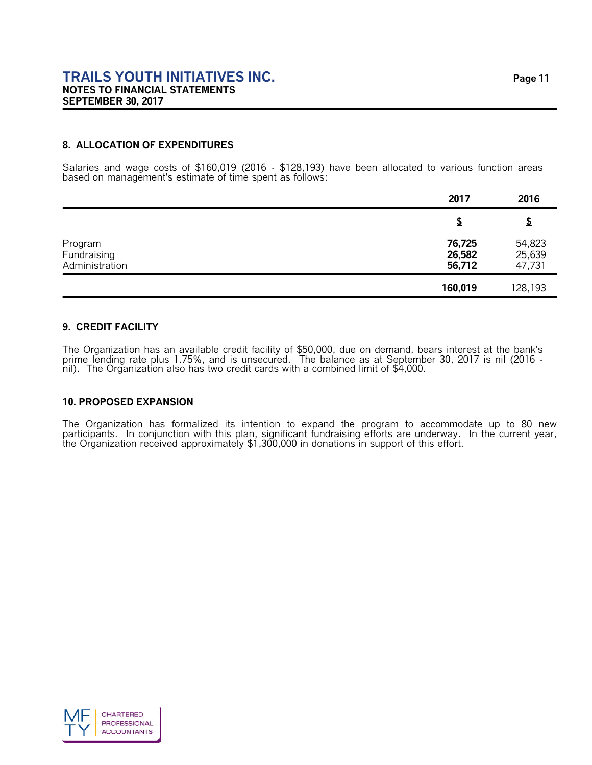# TRAILS YOUTH INITIATIVES INC.
**NOTES TO FINANCIAL STATEMENTS**
**SEPTEMBER 30, 2017**

## 8. ALLOCATION OF EXPENDITURES

Salaries and wage costs of $160,019 (2016 - $128,193) have been allocated to various function areas based on management's estimate of time spent as follows:

| | 2017 | 2016 |
|---|---|---|
| | **$** | **$** |
| Program | **76,725** | 54,823 |
| Fundraising | **26,582** | 25,639 |
| Administration | **56,712** | 47,731 |
| | **160,019** | 128,193 |

## 9. CREDIT FACILITY

The Organization has an available credit facility of $50,000, due on demand, bears interest at the bank's prime lending rate plus 1.75%, and is unsecured. The balance as at September 30, 2017 is nil (2016 - nil). The Organization also has two credit cards with a combined limit of $4,000.

## 10. PROPOSED EXPANSION

The Organization has formalized its intention to expand the program to accommodate up to 80 new participants. In conjunction with this plan, significant fundraising efforts are underway. In the current year, the Organization received approximately $1,300,000 in donations in support of this effort.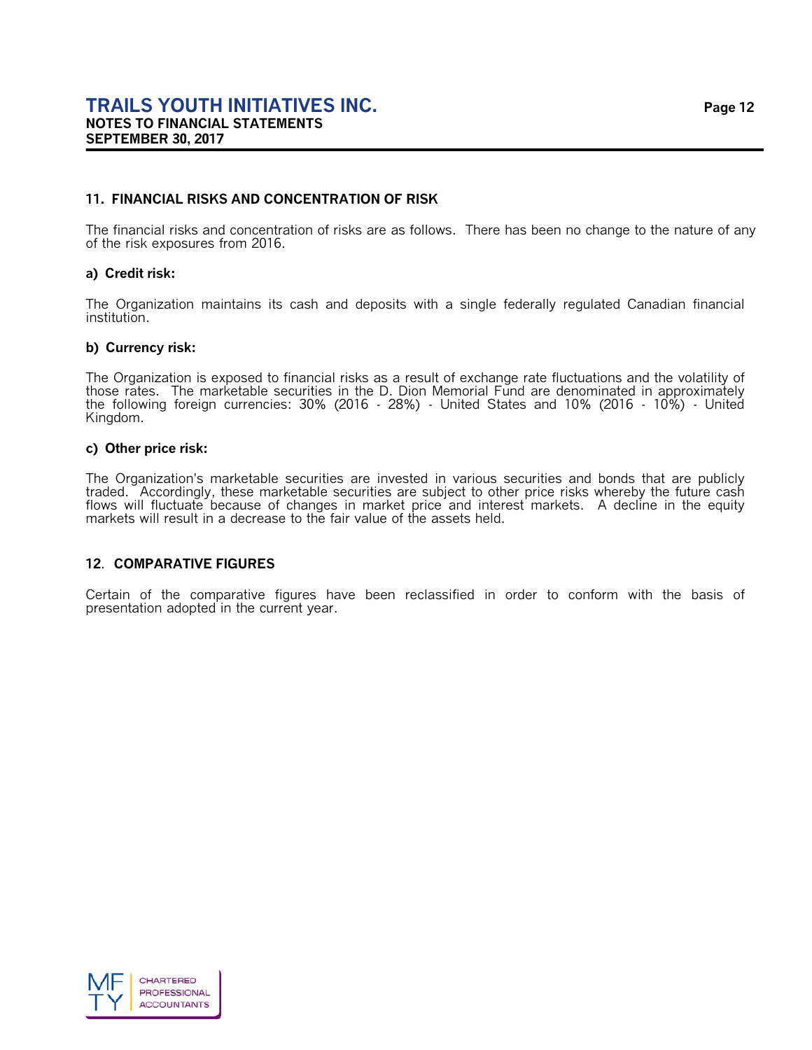## 11. FINANCIAL RISKS AND CONCENTRATION OF RISK

The financial risks and concentration of risks are as follows. There has been no change to the nature of any of the risk exposures from 2016.

### a) Credit risk:

The Organization maintains its cash and deposits with a single federally regulated Canadian financial institution.

### b) Currency risk:

The Organization is exposed to financial risks as a result of exchange rate fluctuations and the volatility of those rates. The marketable securities in the D. Dion Memorial Fund are denominated in approximately the following foreign currencies: 30% (2016 - 28%) - United States and 10% (2016 - 10%) - United Kingdom.

### c) Other price risk:

The Organization's marketable securities are invested in various securities and bonds that are publicly traded. Accordingly, these marketable securities are subject to other price risks whereby the future cash flows will fluctuate because of changes in market price and interest markets. A decline in the equity markets will result in a decrease to the fair value of the assets held.

## 12. COMPARATIVE FIGURES

Certain of the comparative figures have been reclassified in order to conform with the basis of presentation adopted in the current year.